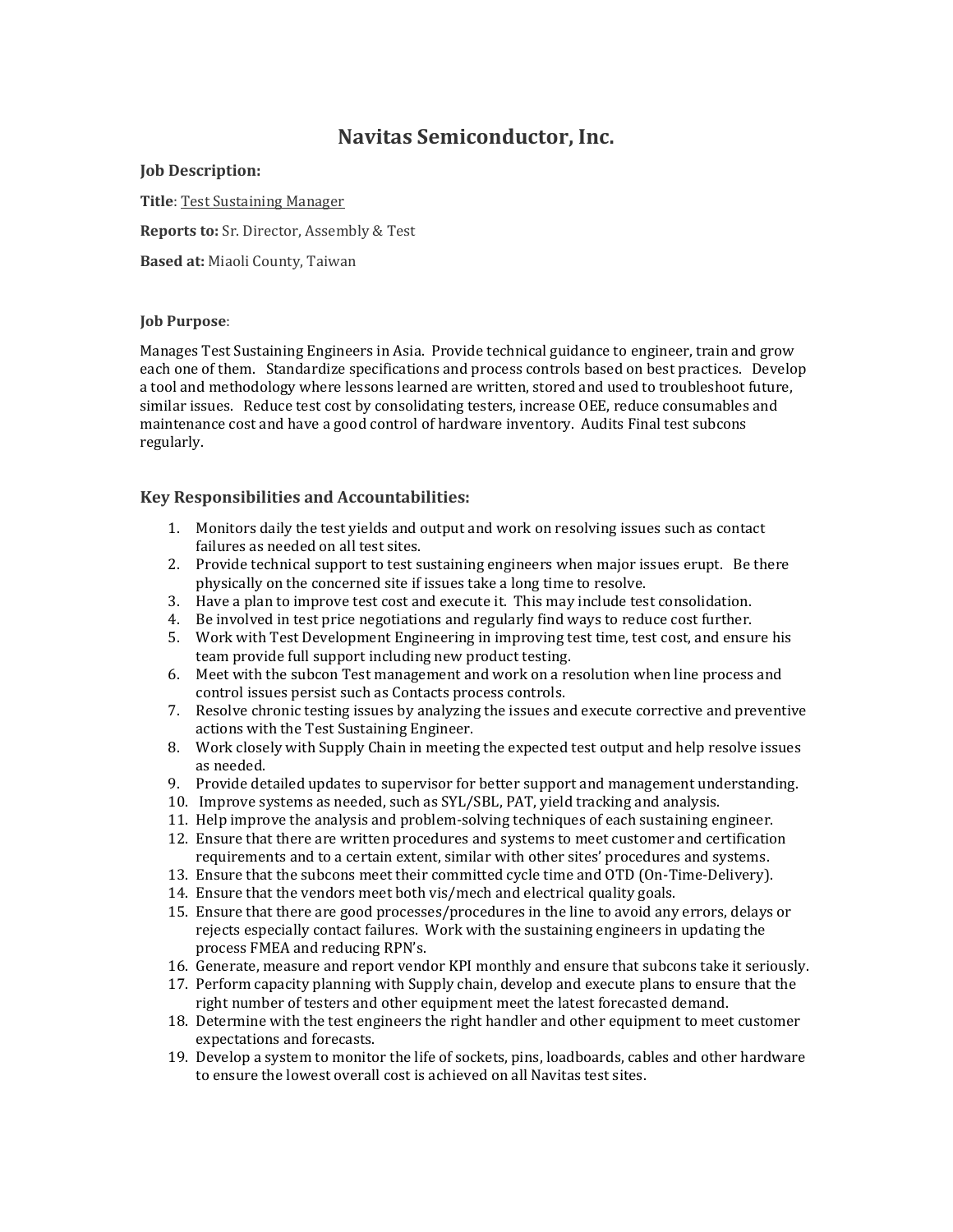# Navitas Semiconductor, Inc.

**Job Description:**

**Title**: Test Sustaining Manager

**Reports to:** Sr. Director, Assembly & Test

**Based at:** Miaoli County, Taiwan

**Job Purpose**:

Manages Test Sustaining Engineers in Asia. Provide technical guidance to engineer, train and grow each one of them. Standardize specifications and process controls based on best practices. Develop a tool and methodology where lessons learned are written, stored and used to troubleshoot future, similar issues. Reduce test cost by consolidating testers, increase OEE, reduce consumables and maintenance cost and have a good control of hardware inventory. Audits Final test subcons regularly.

## Key Responsibilities and Accountabilities:

1. Monitors daily the test yields and output and work on resolving issues such as contact failures as needed on all test sites.
2. Provide technical support to test sustaining engineers when major issues erupt. Be there physically on the concerned site if issues take a long time to resolve.
3. Have a plan to improve test cost and execute it. This may include test consolidation.
4. Be involved in test price negotiations and regularly find ways to reduce cost further.
5. Work with Test Development Engineering in improving test time, test cost, and ensure his team provide full support including new product testing.
6. Meet with the subcon Test management and work on a resolution when line process and control issues persist such as Contacts process controls.
7. Resolve chronic testing issues by analyzing the issues and execute corrective and preventive actions with the Test Sustaining Engineer.
8. Work closely with Supply Chain in meeting the expected test output and help resolve issues as needed.
9. Provide detailed updates to supervisor for better support and management understanding.
10. Improve systems as needed, such as SYL/SBL, PAT, yield tracking and analysis.
11. Help improve the analysis and problem-solving techniques of each sustaining engineer.
12. Ensure that there are written procedures and systems to meet customer and certification requirements and to a certain extent, similar with other sites' procedures and systems.
13. Ensure that the subcons meet their committed cycle time and OTD (On-Time-Delivery).
14. Ensure that the vendors meet both vis/mech and electrical quality goals.
15. Ensure that there are good processes/procedures in the line to avoid any errors, delays or rejects especially contact failures. Work with the sustaining engineers in updating the process FMEA and reducing RPN's.
16. Generate, measure and report vendor KPI monthly and ensure that subcons take it seriously.
17. Perform capacity planning with Supply chain, develop and execute plans to ensure that the right number of testers and other equipment meet the latest forecasted demand.
18. Determine with the test engineers the right handler and other equipment to meet customer expectations and forecasts.
19. Develop a system to monitor the life of sockets, pins, loadboards, cables and other hardware to ensure the lowest overall cost is achieved on all Navitas test sites.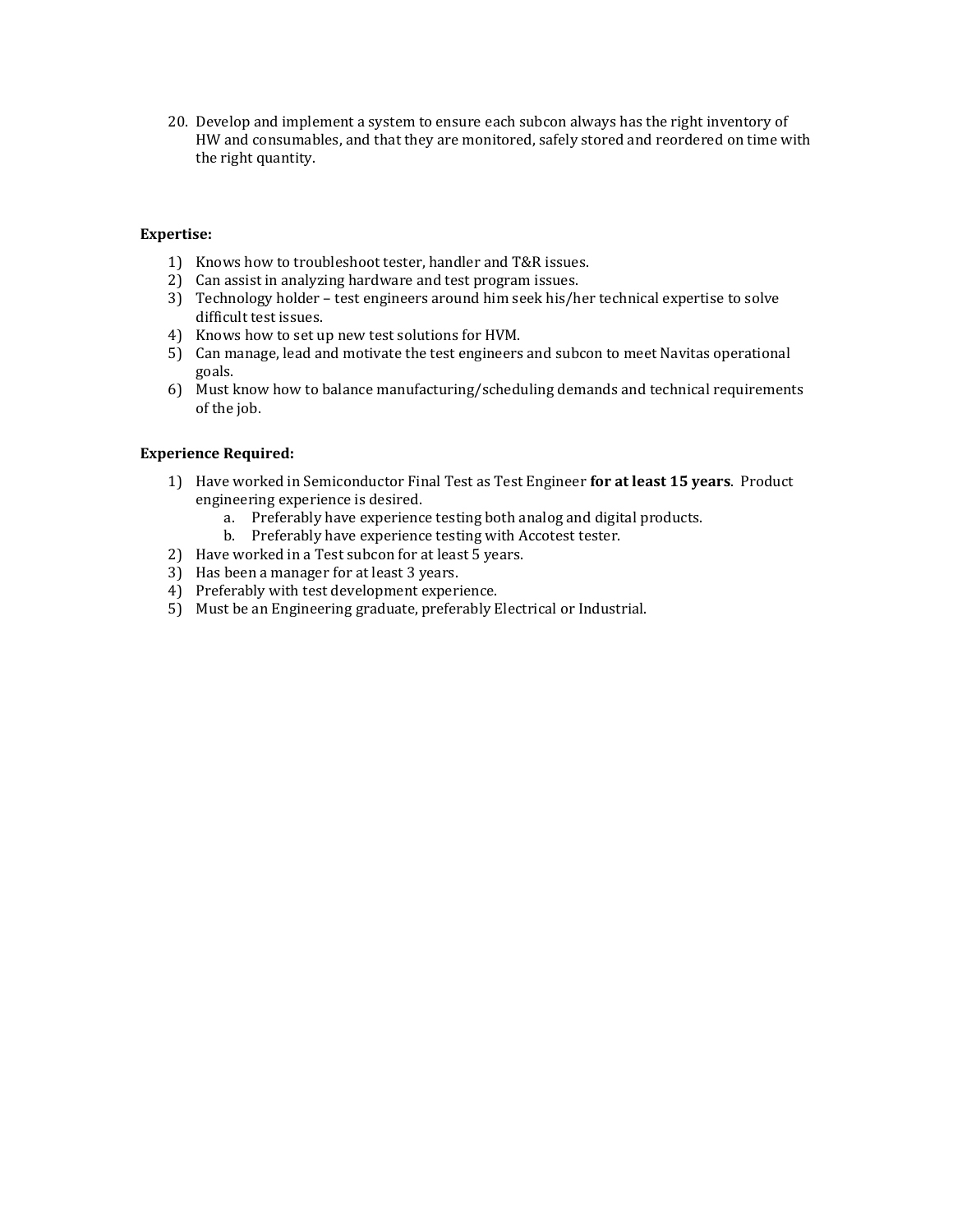20. Develop and implement a system to ensure each subcon always has the right inventory of HW and consumables, and that they are monitored, safely stored and reordered on time with the right quantity.

**Expertise:**

1) Knows how to troubleshoot tester, handler and T&R issues.
2) Can assist in analyzing hardware and test program issues.
3) Technology holder – test engineers around him seek his/her technical expertise to solve difficult test issues.
4) Knows how to set up new test solutions for HVM.
5) Can manage, lead and motivate the test engineers and subcon to meet Navitas operational goals.
6) Must know how to balance manufacturing/scheduling demands and technical requirements of the job.

**Experience Required:**

1) Have worked in Semiconductor Final Test as Test Engineer **for at least 15 years**. Product engineering experience is desired.
   a. Preferably have experience testing both analog and digital products.
   b. Preferably have experience testing with Accotest tester.
2) Have worked in a Test subcon for at least 5 years.
3) Has been a manager for at least 3 years.
4) Preferably with test development experience.
5) Must be an Engineering graduate, preferably Electrical or Industrial.